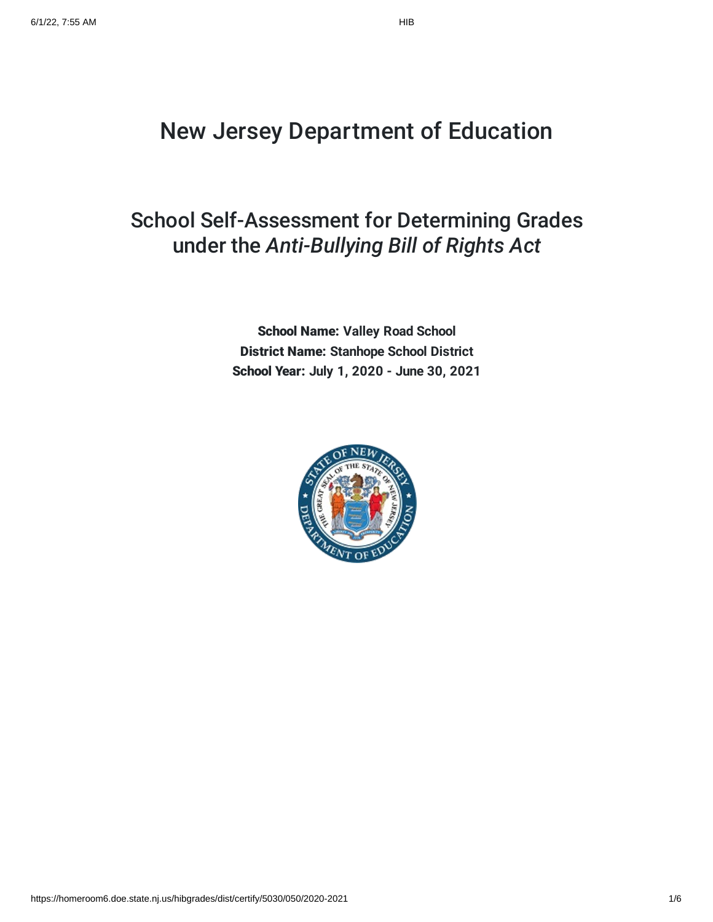# New Jersey Department of Education

## School Self-Assessment for Determining Grades under the *Anti-Bullying Bill of Rights Act*

**School Name:** Valley Road School
**District Name:** Stanhope School District
**School Year:** July 1, 2020 - June 30, 2021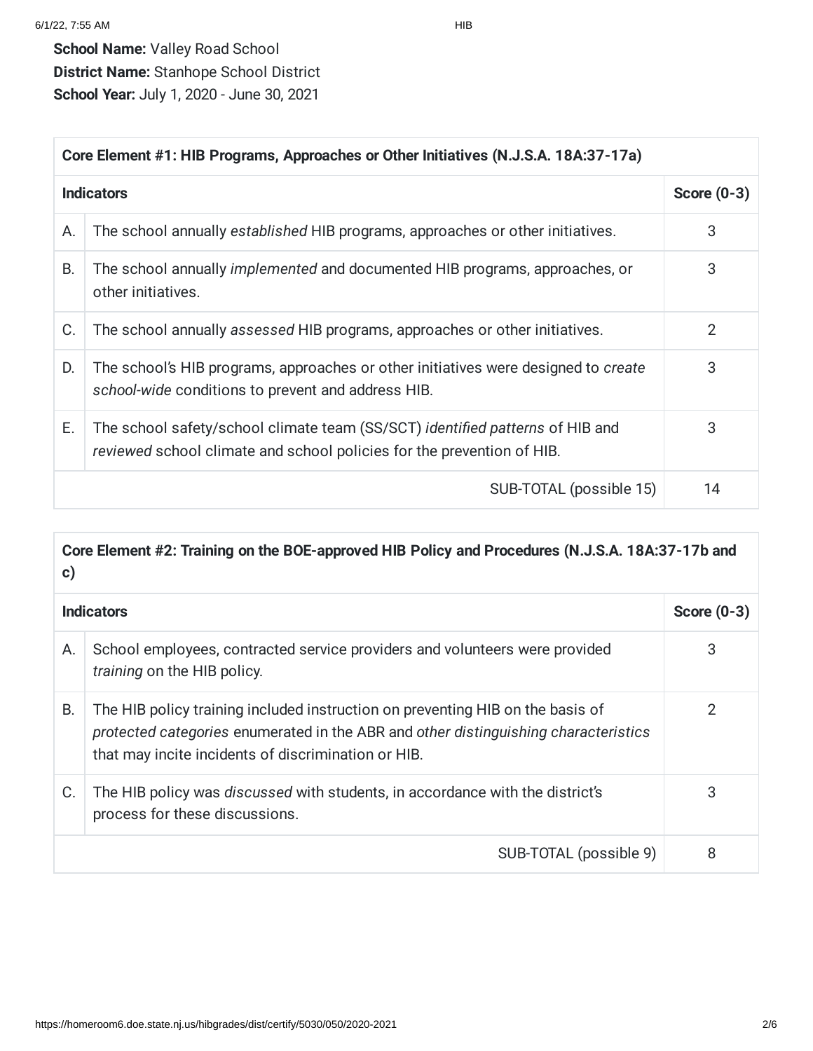**School Name:** Valley Road School
**District Name:** Stanhope School District
**School Year:** July 1, 2020 - June 30, 2021

| **Core Element #1: HIB Programs, Approaches or Other Initiatives (N.J.S.A. 18A:37-17a)** | | |
|---|---|---|
| **Indicators** | | **Score (0-3)** |
| A. | The school annually *established* HIB programs, approaches or other initiatives. | 3 |
| B. | The school annually *implemented* and documented HIB programs, approaches, or other initiatives. | 3 |
| C. | The school annually *assessed* HIB programs, approaches or other initiatives. | 2 |
| D. | The school's HIB programs, approaches or other initiatives were designed to *create school-wide* conditions to prevent and address HIB. | 3 |
| E. | The school safety/school climate team (SS/SCT) *identified patterns* of HIB and *reviewed* school climate and school policies for the prevention of HIB. | 3 |
| | SUB-TOTAL (possible 15) | 14 |

| **Core Element #2: Training on the BOE-approved HIB Policy and Procedures (N.J.S.A. 18A:37-17b and c)** | | |
|---|---|---|
| **Indicators** | | **Score (0-3)** |
| A. | School employees, contracted service providers and volunteers were provided *training* on the HIB policy. | 3 |
| B. | The HIB policy training included instruction on preventing HIB on the basis of *protected categories* enumerated in the ABR and *other distinguishing characteristics* that may incite incidents of discrimination or HIB. | 2 |
| C. | The HIB policy was *discussed* with students, in accordance with the district's process for these discussions. | 3 |
| | SUB-TOTAL (possible 9) | 8 |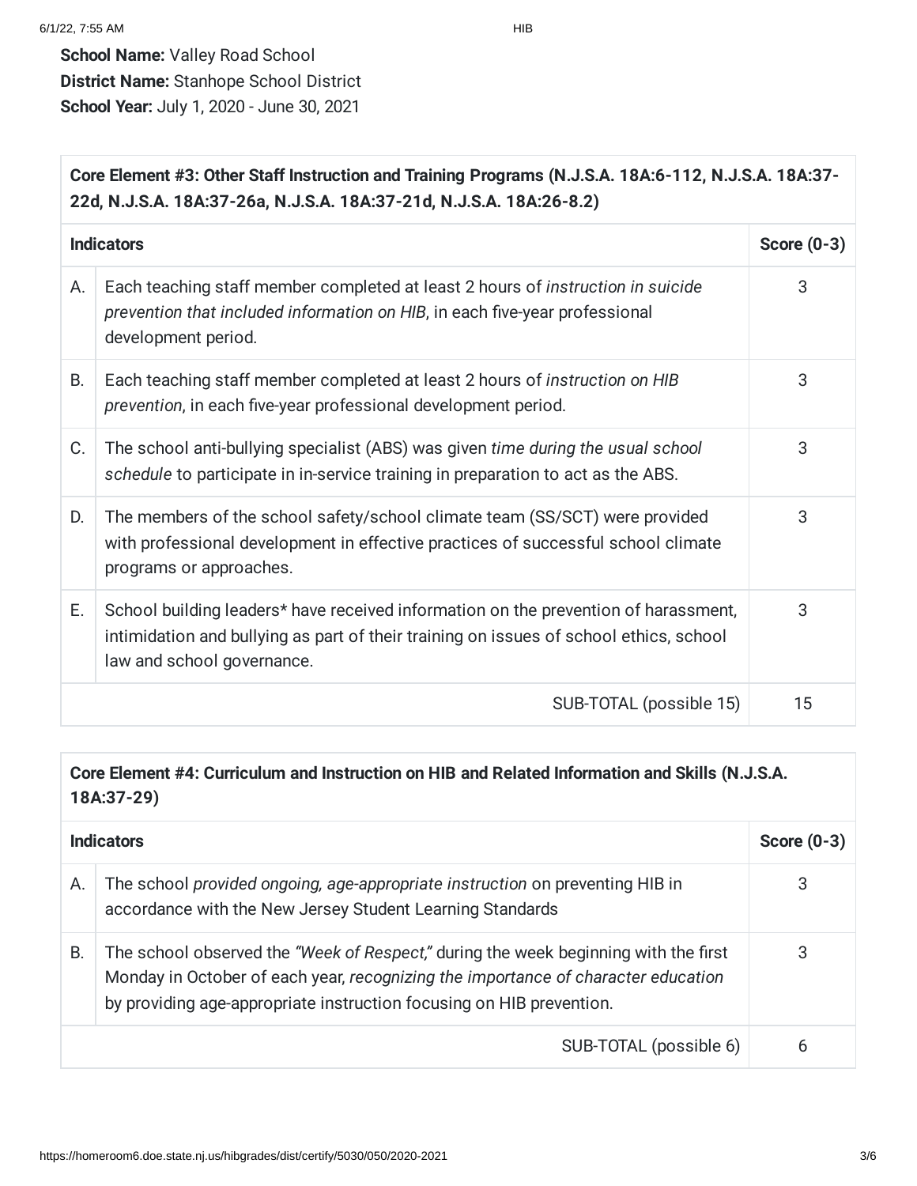**School Name:** Valley Road School
**District Name:** Stanhope School District
**School Year:** July 1, 2020 - June 30, 2021

| **Core Element #3: Other Staff Instruction and Training Programs (N.J.S.A. 18A:6-112, N.J.S.A. 18A:37-22d, N.J.S.A. 18A:37-26a, N.J.S.A. 18A:37-21d, N.J.S.A. 18A:26-8.2)** | | |
|---|---|---|
| **Indicators** | | **Score (0-3)** |
| A. | Each teaching staff member completed at least 2 hours of *instruction in suicide prevention that included information on HIB*, in each five-year professional development period. | 3 |
| B. | Each teaching staff member completed at least 2 hours of *instruction on HIB prevention*, in each five-year professional development period. | 3 |
| C. | The school anti-bullying specialist (ABS) was given *time during the usual school schedule* to participate in in-service training in preparation to act as the ABS. | 3 |
| D. | The members of the school safety/school climate team (SS/SCT) were provided with professional development in effective practices of successful school climate programs or approaches. | 3 |
| E. | School building leaders* have received information on the prevention of harassment, intimidation and bullying as part of their training on issues of school ethics, school law and school governance. | 3 |
| | SUB-TOTAL (possible 15) | 15 |

| **Core Element #4: Curriculum and Instruction on HIB and Related Information and Skills (N.J.S.A. 18A:37-29)** | | |
|---|---|---|
| **Indicators** | | **Score (0-3)** |
| A. | The school *provided ongoing, age-appropriate instruction* on preventing HIB in accordance with the New Jersey Student Learning Standards | 3 |
| B. | The school observed the *"Week of Respect,"* during the week beginning with the first Monday in October of each year, *recognizing the importance of character education* by providing age-appropriate instruction focusing on HIB prevention. | 3 |
| | SUB-TOTAL (possible 6) | 6 |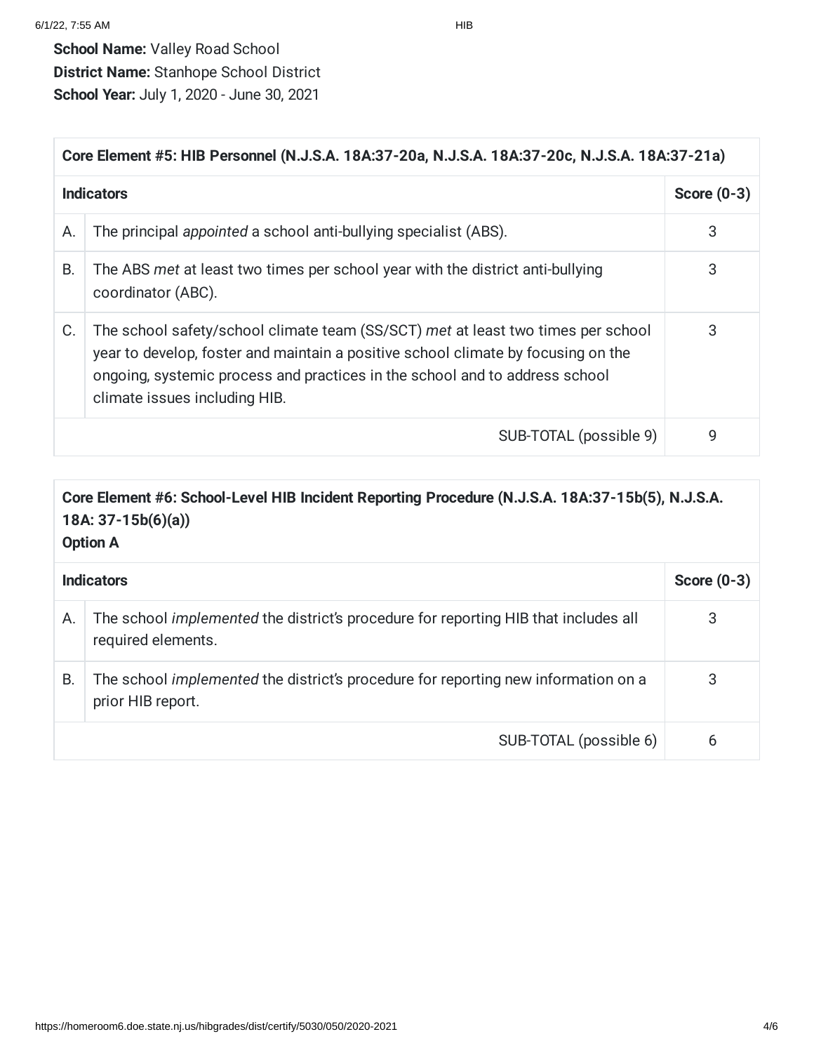**School Name:** Valley Road School
**District Name:** Stanhope School District
**School Year:** July 1, 2020 - June 30, 2021

| **Core Element #5: HIB Personnel (N.J.S.A. 18A:37-20a, N.J.S.A. 18A:37-20c, N.J.S.A. 18A:37-21a)** | | |
|---|---|---|
| **Indicators** | | **Score (0-3)** |
| A. | The principal *appointed* a school anti-bullying specialist (ABS). | 3 |
| B. | The ABS *met* at least two times per school year with the district anti-bullying coordinator (ABC). | 3 |
| C. | The school safety/school climate team (SS/SCT) *met* at least two times per school year to develop, foster and maintain a positive school climate by focusing on the ongoing, systemic process and practices in the school and to address school climate issues including HIB. | 3 |
| | SUB-TOTAL (possible 9) | 9 |

| **Core Element #6: School-Level HIB Incident Reporting Procedure (N.J.S.A. 18A:37-15b(5), N.J.S.A. 18A: 37-15b(6)(a))**<br>**Option A** | | |
|---|---|---|
| **Indicators** | | **Score (0-3)** |
| A. | The school *implemented* the district's procedure for reporting HIB that includes all required elements. | 3 |
| B. | The school *implemented* the district's procedure for reporting new information on a prior HIB report. | 3 |
| | SUB-TOTAL (possible 6) | 6 |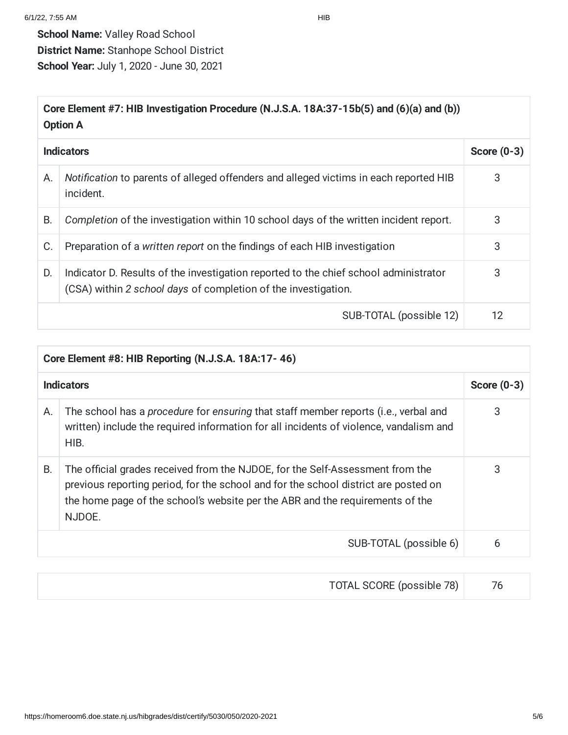**School Name:** Valley Road School
**District Name:** Stanhope School District
**School Year:** July 1, 2020 - June 30, 2021

| **Core Element #7: HIB Investigation Procedure (N.J.S.A. 18A:37-15b(5) and (6)(a) and (b)) Option A** | | |
|---|---|---|
| **Indicators** | | **Score (0-3)** |
| A. | *Notification* to parents of alleged offenders and alleged victims in each reported HIB incident. | 3 |
| B. | *Completion* of the investigation within 10 school days of the written incident report. | 3 |
| C. | Preparation of a *written report* on the findings of each HIB investigation | 3 |
| D. | Indicator D. Results of the investigation reported to the chief school administrator (CSA) within *2 school days* of completion of the investigation. | 3 |
| | SUB-TOTAL (possible 12) | 12 |

| **Core Element #8: HIB Reporting (N.J.S.A. 18A:17- 46)** | | |
|---|---|---|
| **Indicators** | | **Score (0-3)** |
| A. | The school has a *procedure* for *ensuring* that staff member reports (i.e., verbal and written) include the required information for all incidents of violence, vandalism and HIB. | 3 |
| B. | The official grades received from the NJDOE, for the Self-Assessment from the previous reporting period, for the school and for the school district are posted on the home page of the school's website per the ABR and the requirements of the NJDOE. | 3 |
| | SUB-TOTAL (possible 6) | 6 |

| TOTAL SCORE (possible 78) | 76 |
|---|---|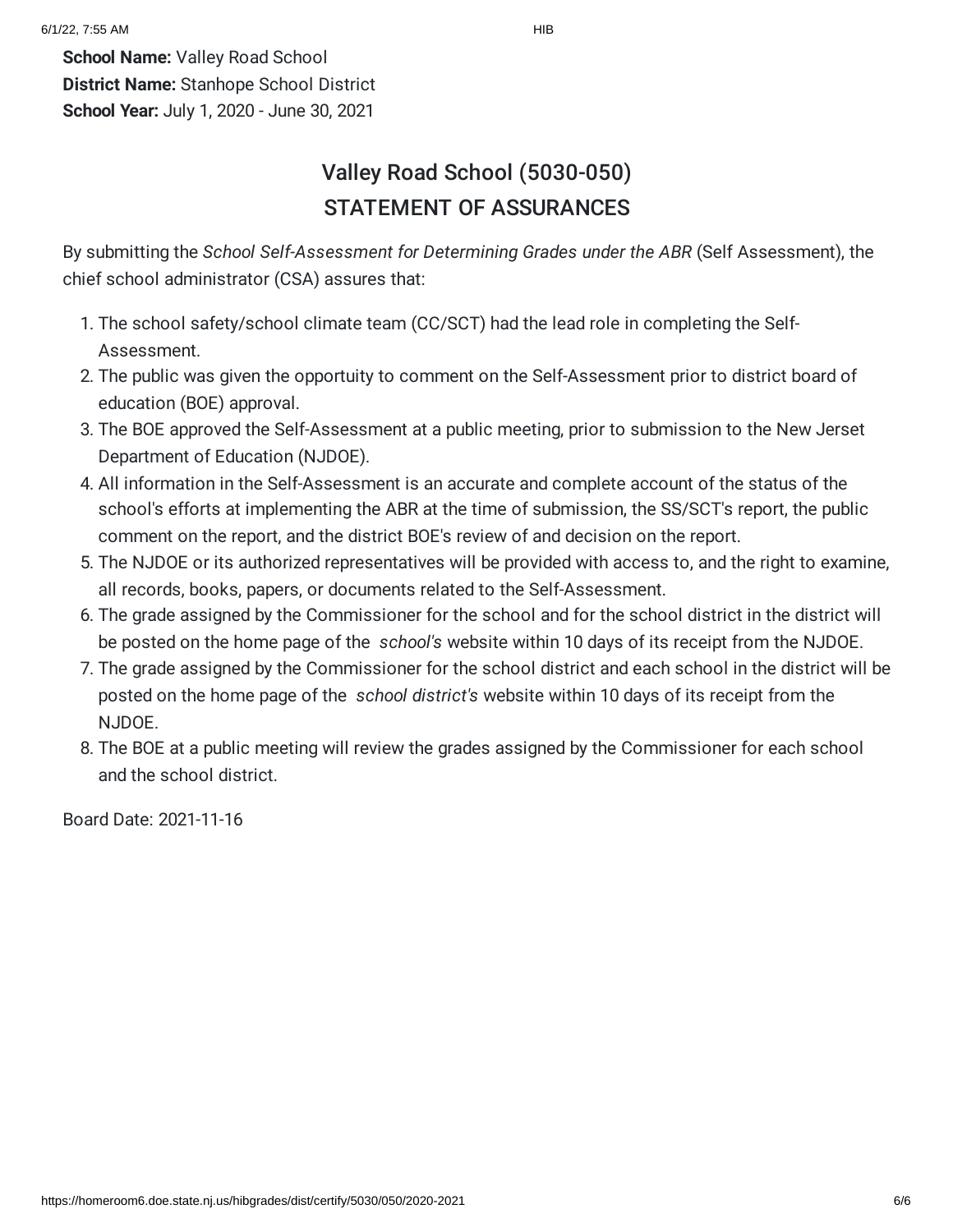**School Name:** Valley Road School
**District Name:** Stanhope School District
**School Year:** July 1, 2020 - June 30, 2021

## Valley Road School (5030-050)
## STATEMENT OF ASSURANCES

By submitting the *School Self-Assessment for Determining Grades under the ABR* (Self Assessment), the chief school administrator (CSA) assures that:

1. The school safety/school climate team (CC/SCT) had the lead role in completing the Self-Assessment.
2. The public was given the opportuity to comment on the Self-Assessment prior to district board of education (BOE) approval.
3. The BOE approved the Self-Assessment at a public meeting, prior to submission to the New Jerset Department of Education (NJDOE).
4. All information in the Self-Assessment is an accurate and complete account of the status of the school's efforts at implementing the ABR at the time of submission, the SS/SCT's report, the public comment on the report, and the district BOE's review of and decision on the report.
5. The NJDOE or its authorized representatives will be provided with access to, and the right to examine, all records, books, papers, or documents related to the Self-Assessment.
6. The grade assigned by the Commissioner for the school and for the school district in the district will be posted on the home page of the *school's* website within 10 days of its receipt from the NJDOE.
7. The grade assigned by the Commissioner for the school district and each school in the district will be posted on the home page of the *school district's* website within 10 days of its receipt from the NJDOE.
8. The BOE at a public meeting will review the grades assigned by the Commissioner for each school and the school district.

Board Date: 2021-11-16